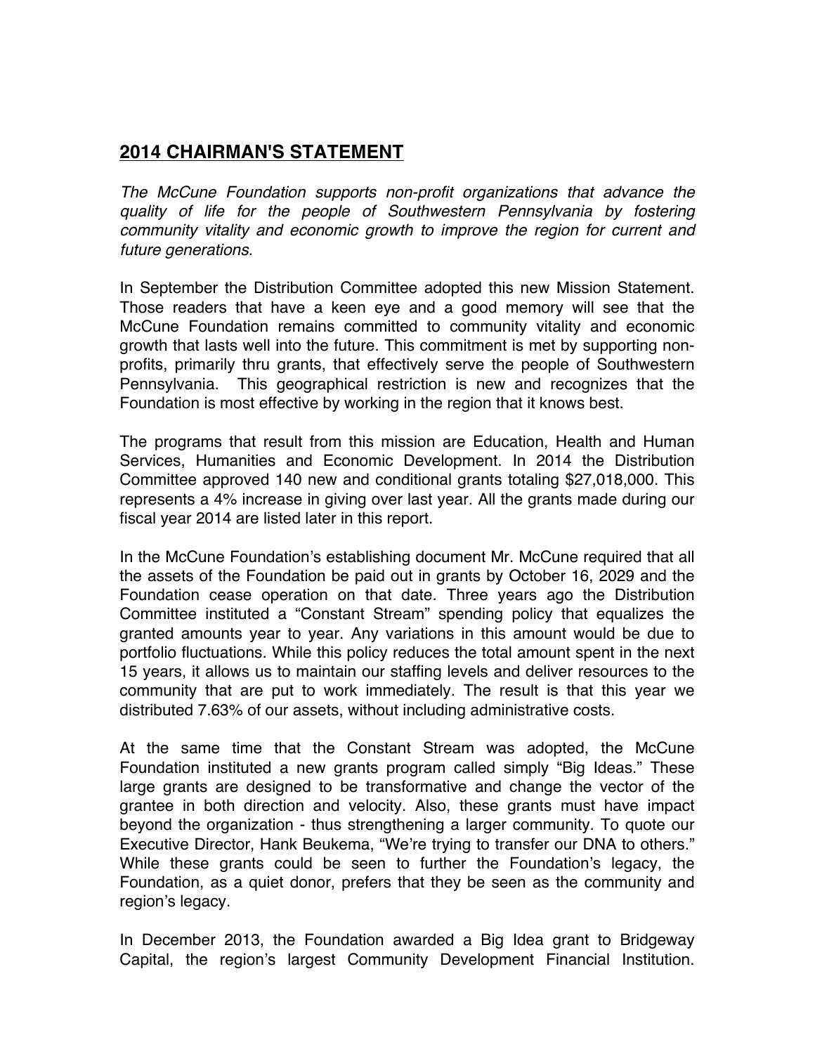## 2014 CHAIRMAN'S STATEMENT

*The McCune Foundation supports non-profit organizations that advance the quality of life for the people of Southwestern Pennsylvania by fostering community vitality and economic growth to improve the region for current and future generations.*

In September the Distribution Committee adopted this new Mission Statement. Those readers that have a keen eye and a good memory will see that the McCune Foundation remains committed to community vitality and economic growth that lasts well into the future. This commitment is met by supporting non-profits, primarily thru grants, that effectively serve the people of Southwestern Pennsylvania. This geographical restriction is new and recognizes that the Foundation is most effective by working in the region that it knows best.

The programs that result from this mission are Education, Health and Human Services, Humanities and Economic Development. In 2014 the Distribution Committee approved 140 new and conditional grants totaling $27,018,000. This represents a 4% increase in giving over last year. All the grants made during our fiscal year 2014 are listed later in this report.

In the McCune Foundation's establishing document Mr. McCune required that all the assets of the Foundation be paid out in grants by October 16, 2029 and the Foundation cease operation on that date. Three years ago the Distribution Committee instituted a "Constant Stream" spending policy that equalizes the granted amounts year to year. Any variations in this amount would be due to portfolio fluctuations. While this policy reduces the total amount spent in the next 15 years, it allows us to maintain our staffing levels and deliver resources to the community that are put to work immediately. The result is that this year we distributed 7.63% of our assets, without including administrative costs.

At the same time that the Constant Stream was adopted, the McCune Foundation instituted a new grants program called simply "Big Ideas." These large grants are designed to be transformative and change the vector of the grantee in both direction and velocity. Also, these grants must have impact beyond the organization - thus strengthening a larger community. To quote our Executive Director, Hank Beukema, "We're trying to transfer our DNA to others." While these grants could be seen to further the Foundation's legacy, the Foundation, as a quiet donor, prefers that they be seen as the community and region's legacy.

In December 2013, the Foundation awarded a Big Idea grant to Bridgeway Capital, the region's largest Community Development Financial Institution.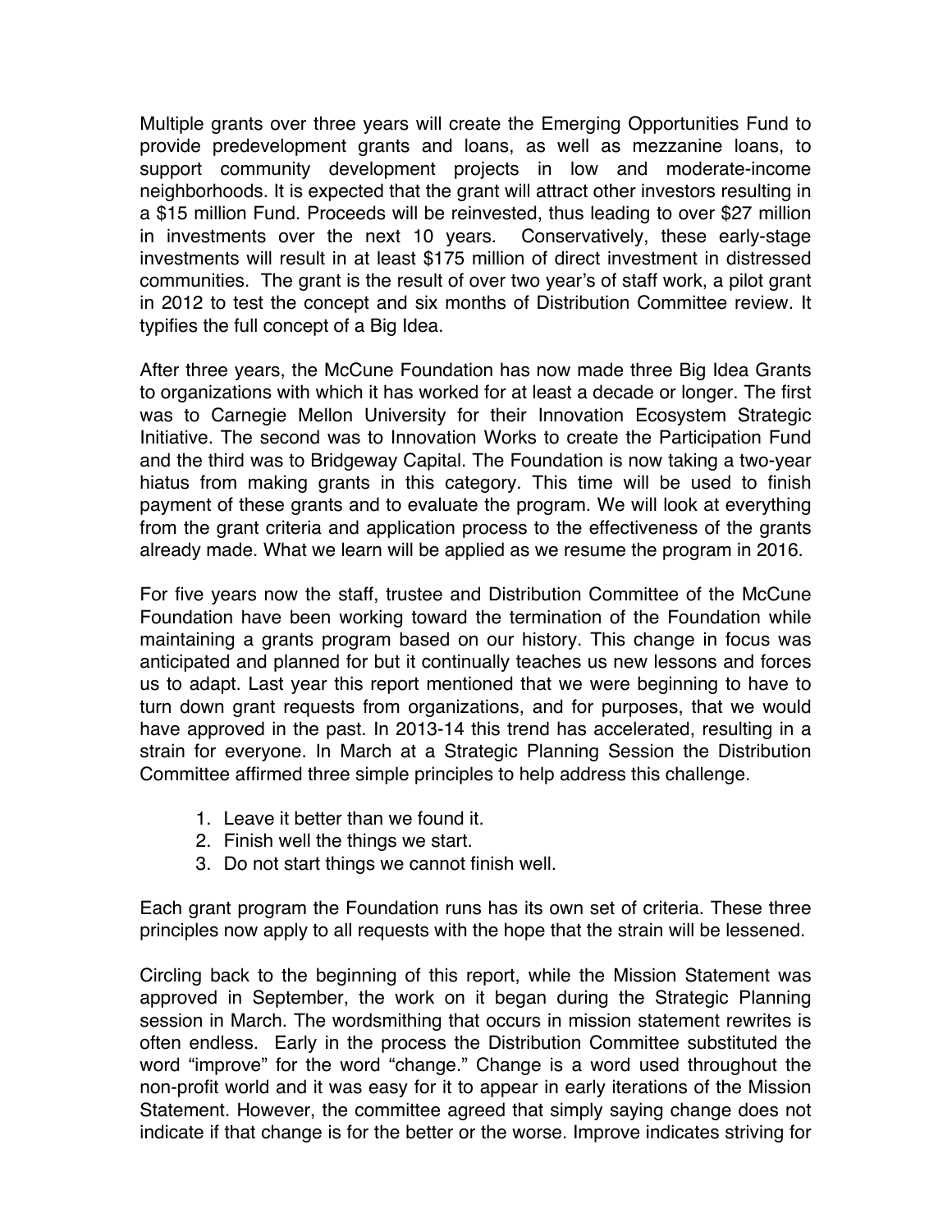Multiple grants over three years will create the Emerging Opportunities Fund to provide predevelopment grants and loans, as well as mezzanine loans, to support community development projects in low and moderate-income neighborhoods. It is expected that the grant will attract other investors resulting in a $15 million Fund. Proceeds will be reinvested, thus leading to over $27 million in investments over the next 10 years. Conservatively, these early-stage investments will result in at least $175 million of direct investment in distressed communities. The grant is the result of over two year's of staff work, a pilot grant in 2012 to test the concept and six months of Distribution Committee review. It typifies the full concept of a Big Idea.

After three years, the McCune Foundation has now made three Big Idea Grants to organizations with which it has worked for at least a decade or longer. The first was to Carnegie Mellon University for their Innovation Ecosystem Strategic Initiative. The second was to Innovation Works to create the Participation Fund and the third was to Bridgeway Capital. The Foundation is now taking a two-year hiatus from making grants in this category. This time will be used to finish payment of these grants and to evaluate the program. We will look at everything from the grant criteria and application process to the effectiveness of the grants already made. What we learn will be applied as we resume the program in 2016.

For five years now the staff, trustee and Distribution Committee of the McCune Foundation have been working toward the termination of the Foundation while maintaining a grants program based on our history. This change in focus was anticipated and planned for but it continually teaches us new lessons and forces us to adapt. Last year this report mentioned that we were beginning to have to turn down grant requests from organizations, and for purposes, that we would have approved in the past. In 2013-14 this trend has accelerated, resulting in a strain for everyone. In March at a Strategic Planning Session the Distribution Committee affirmed three simple principles to help address this challenge.

1. Leave it better than we found it.
2. Finish well the things we start.
3. Do not start things we cannot finish well.

Each grant program the Foundation runs has its own set of criteria. These three principles now apply to all requests with the hope that the strain will be lessened.

Circling back to the beginning of this report, while the Mission Statement was approved in September, the work on it began during the Strategic Planning session in March. The wordsmithing that occurs in mission statement rewrites is often endless. Early in the process the Distribution Committee substituted the word "improve" for the word "change." Change is a word used throughout the non-profit world and it was easy for it to appear in early iterations of the Mission Statement. However, the committee agreed that simply saying change does not indicate if that change is for the better or the worse. Improve indicates striving for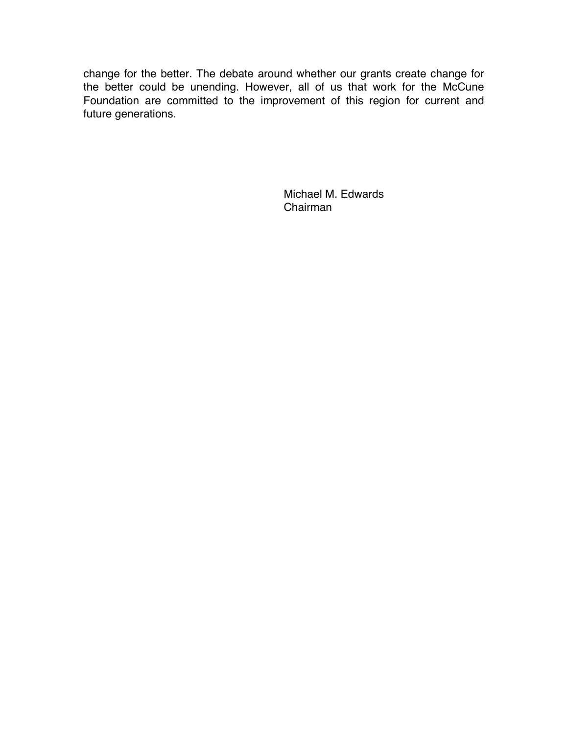change for the better. The debate around whether our grants create change for the better could be unending. However, all of us that work for the McCune Foundation are committed to the improvement of this region for current and future generations.

Michael M. Edwards
Chairman